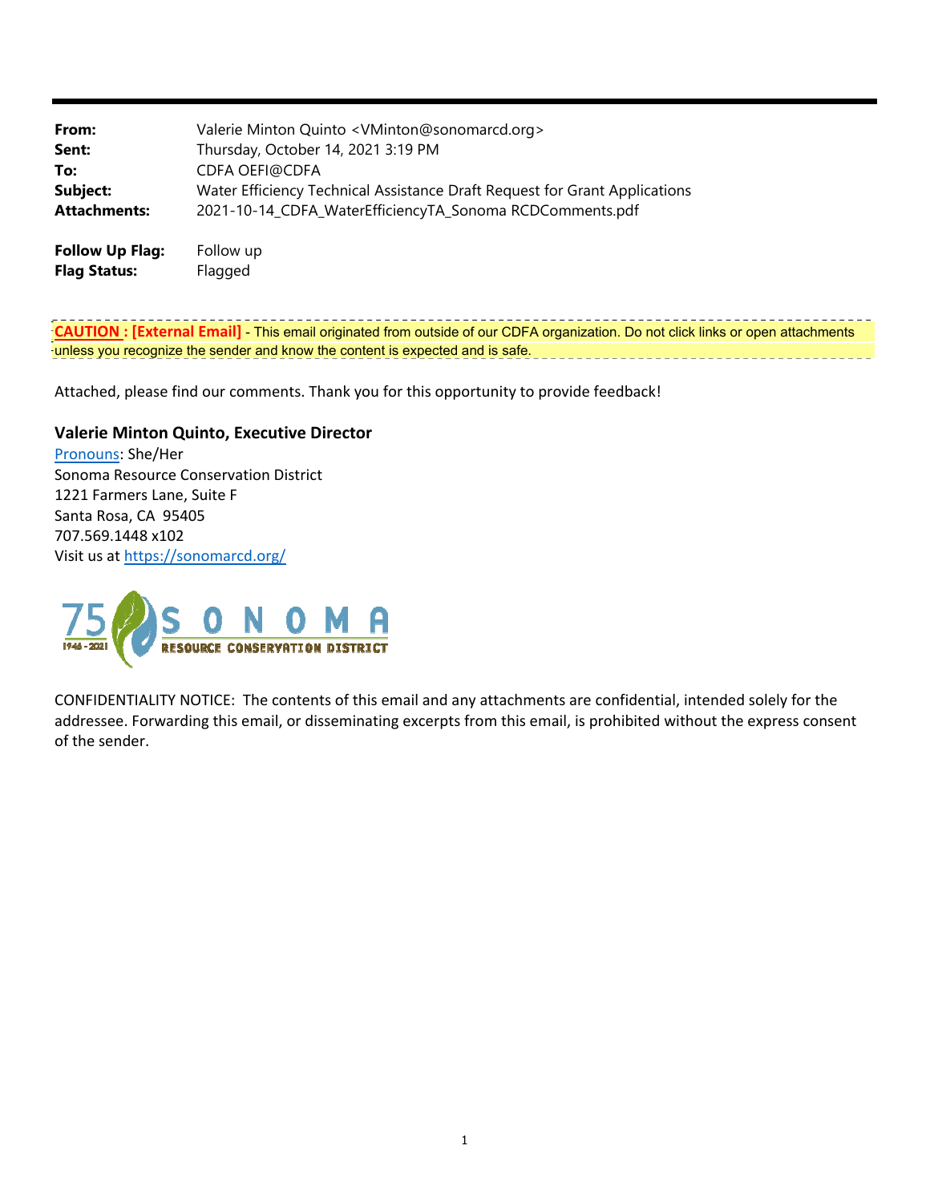| | |
|---|---|
| **From:** | Valerie Minton Quinto <VMinton@sonomarcd.org> |
| **Sent:** | Thursday, October 14, 2021 3:19 PM |
| **To:** | CDFA OEFI@CDFA |
| **Subject:** | Water Efficiency Technical Assistance Draft Request for Grant Applications |
| **Attachments:** | 2021-10-14_CDFA_WaterEfficiencyTA_Sonoma RCDComments.pdf |

| | |
|---|---|
| **Follow Up Flag:** | Follow up |
| **Flag Status:** | Flagged |

**CAUTION : [External Email]** - This email originated from outside of our CDFA organization. Do not click links or open attachments unless you recognize the sender and know the content is expected and is safe.

Attached, please find our comments. Thank you for this opportunity to provide feedback!

**Valerie Minton Quinto, Executive Director**
Pronouns: She/Her
Sonoma Resource Conservation District
1221 Farmers Lane, Suite F
Santa Rosa, CA 95405
707.569.1448 x102
Visit us at https://sonomarcd.org/

75 1946 - 2021 SONOMA RESOURCE CONSERVATION DISTRICT

CONFIDENTIALITY NOTICE: The contents of this email and any attachments are confidential, intended solely for the addressee. Forwarding this email, or disseminating excerpts from this email, is prohibited without the express consent of the sender.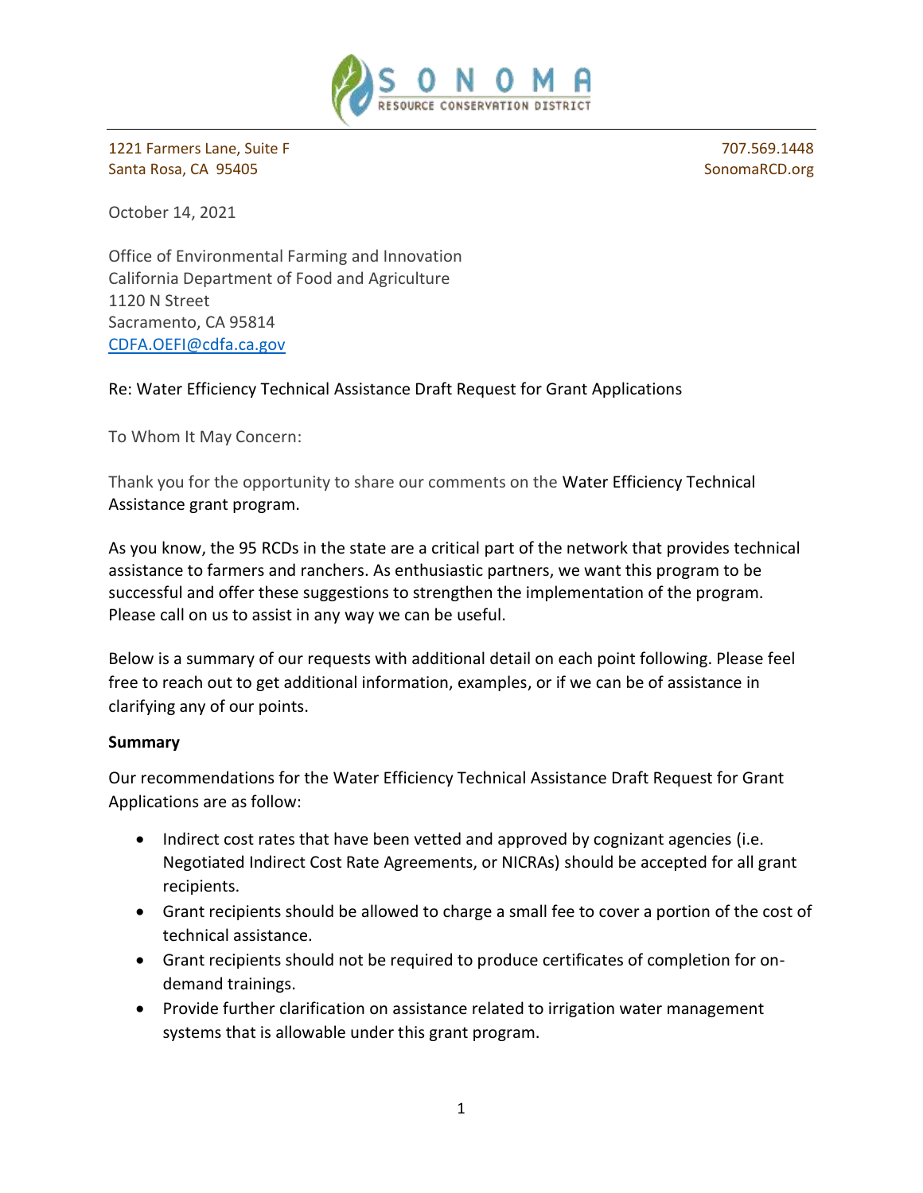1221 Farmers Lane, Suite F
Santa Rosa, CA 95405

707.569.1448
SonomaRCD.org

October 14, 2021

Office of Environmental Farming and Innovation
California Department of Food and Agriculture
1120 N Street
Sacramento, CA 95814
CDFA.OEFI@cdfa.ca.gov

Re: Water Efficiency Technical Assistance Draft Request for Grant Applications

To Whom It May Concern:

Thank you for the opportunity to share our comments on the Water Efficiency Technical Assistance grant program.

As you know, the 95 RCDs in the state are a critical part of the network that provides technical assistance to farmers and ranchers. As enthusiastic partners, we want this program to be successful and offer these suggestions to strengthen the implementation of the program. Please call on us to assist in any way we can be useful.

Below is a summary of our requests with additional detail on each point following. Please feel free to reach out to get additional information, examples, or if we can be of assistance in clarifying any of our points.

**Summary**

Our recommendations for the Water Efficiency Technical Assistance Draft Request for Grant Applications are as follow:

- Indirect cost rates that have been vetted and approved by cognizant agencies (i.e. Negotiated Indirect Cost Rate Agreements, or NICRAs) should be accepted for all grant recipients.
- Grant recipients should be allowed to charge a small fee to cover a portion of the cost of technical assistance.
- Grant recipients should not be required to produce certificates of completion for on-demand trainings.
- Provide further clarification on assistance related to irrigation water management systems that is allowable under this grant program.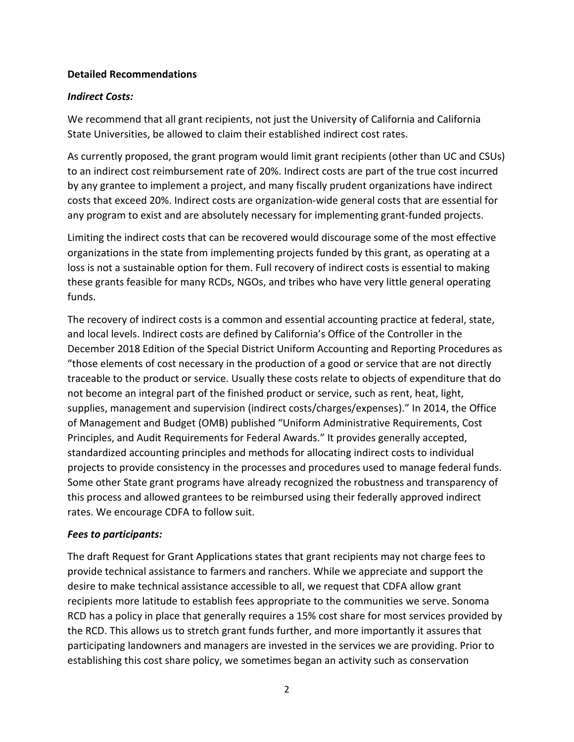**Detailed Recommendations**

***Indirect Costs:***

We recommend that all grant recipients, not just the University of California and California State Universities, be allowed to claim their established indirect cost rates.

As currently proposed, the grant program would limit grant recipients (other than UC and CSUs) to an indirect cost reimbursement rate of 20%. Indirect costs are part of the true cost incurred by any grantee to implement a project, and many fiscally prudent organizations have indirect costs that exceed 20%. Indirect costs are organization-wide general costs that are essential for any program to exist and are absolutely necessary for implementing grant-funded projects.

Limiting the indirect costs that can be recovered would discourage some of the most effective organizations in the state from implementing projects funded by this grant, as operating at a loss is not a sustainable option for them. Full recovery of indirect costs is essential to making these grants feasible for many RCDs, NGOs, and tribes who have very little general operating funds.

The recovery of indirect costs is a common and essential accounting practice at federal, state, and local levels. Indirect costs are defined by California's Office of the Controller in the December 2018 Edition of the Special District Uniform Accounting and Reporting Procedures as "those elements of cost necessary in the production of a good or service that are not directly traceable to the product or service. Usually these costs relate to objects of expenditure that do not become an integral part of the finished product or service, such as rent, heat, light, supplies, management and supervision (indirect costs/charges/expenses)." In 2014, the Office of Management and Budget (OMB) published "Uniform Administrative Requirements, Cost Principles, and Audit Requirements for Federal Awards." It provides generally accepted, standardized accounting principles and methods for allocating indirect costs to individual projects to provide consistency in the processes and procedures used to manage federal funds. Some other State grant programs have already recognized the robustness and transparency of this process and allowed grantees to be reimbursed using their federally approved indirect rates. We encourage CDFA to follow suit.

***Fees to participants:***

The draft Request for Grant Applications states that grant recipients may not charge fees to provide technical assistance to farmers and ranchers. While we appreciate and support the desire to make technical assistance accessible to all, we request that CDFA allow grant recipients more latitude to establish fees appropriate to the communities we serve. Sonoma RCD has a policy in place that generally requires a 15% cost share for most services provided by the RCD. This allows us to stretch grant funds further, and more importantly it assures that participating landowners and managers are invested in the services we are providing. Prior to establishing this cost share policy, we sometimes began an activity such as conservation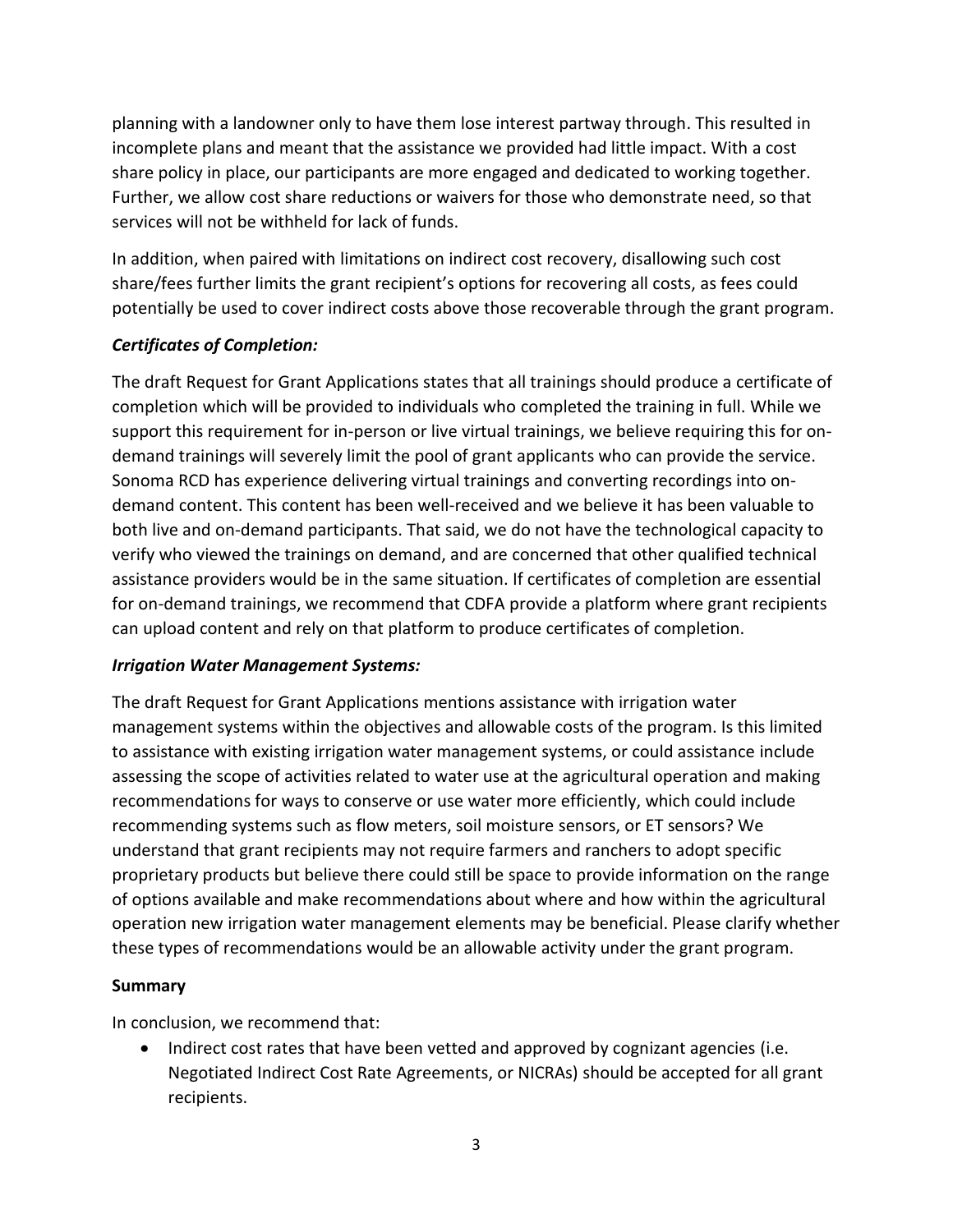planning with a landowner only to have them lose interest partway through. This resulted in incomplete plans and meant that the assistance we provided had little impact. With a cost share policy in place, our participants are more engaged and dedicated to working together. Further, we allow cost share reductions or waivers for those who demonstrate need, so that services will not be withheld for lack of funds.

In addition, when paired with limitations on indirect cost recovery, disallowing such cost share/fees further limits the grant recipient's options for recovering all costs, as fees could potentially be used to cover indirect costs above those recoverable through the grant program.

### *Certificates of Completion:*

The draft Request for Grant Applications states that all trainings should produce a certificate of completion which will be provided to individuals who completed the training in full. While we support this requirement for in-person or live virtual trainings, we believe requiring this for on-demand trainings will severely limit the pool of grant applicants who can provide the service. Sonoma RCD has experience delivering virtual trainings and converting recordings into on-demand content. This content has been well-received and we believe it has been valuable to both live and on-demand participants. That said, we do not have the technological capacity to verify who viewed the trainings on demand, and are concerned that other qualified technical assistance providers would be in the same situation. If certificates of completion are essential for on-demand trainings, we recommend that CDFA provide a platform where grant recipients can upload content and rely on that platform to produce certificates of completion.

### *Irrigation Water Management Systems:*

The draft Request for Grant Applications mentions assistance with irrigation water management systems within the objectives and allowable costs of the program. Is this limited to assistance with existing irrigation water management systems, or could assistance include assessing the scope of activities related to water use at the agricultural operation and making recommendations for ways to conserve or use water more efficiently, which could include recommending systems such as flow meters, soil moisture sensors, or ET sensors? We understand that grant recipients may not require farmers and ranchers to adopt specific proprietary products but believe there could still be space to provide information on the range of options available and make recommendations about where and how within the agricultural operation new irrigation water management elements may be beneficial. Please clarify whether these types of recommendations would be an allowable activity under the grant program.

## **Summary**

In conclusion, we recommend that:

- Indirect cost rates that have been vetted and approved by cognizant agencies (i.e. Negotiated Indirect Cost Rate Agreements, or NICRAs) should be accepted for all grant recipients.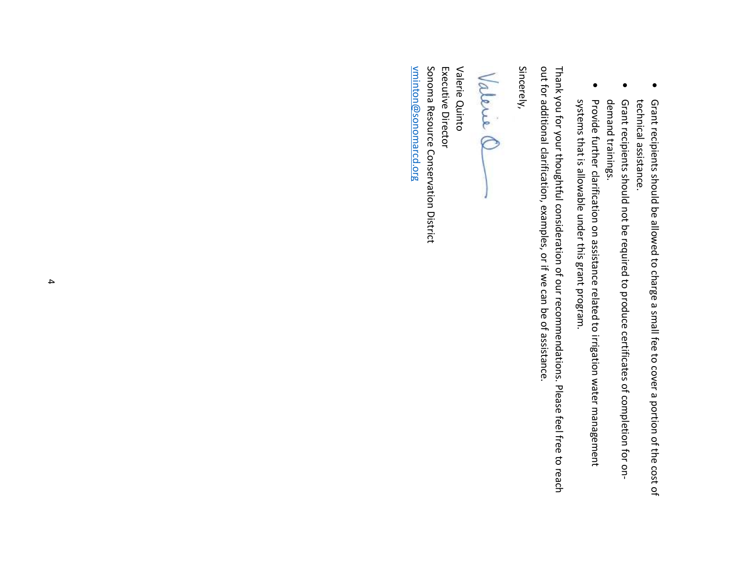- Grant recipients should be allowed to charge a small fee to cover a portion of the cost of technical assistance.
- Grant recipients should not be required to produce certificates of completion for on-demand trainings.
- Provide further clarification on assistance related to irrigation water management systems that is allowable under this grant program.

Thank you for your thoughtful consideration of our recommendations. Please feel free to reach out for additional clarification, examples, or if we can be of assistance.

Sincerely,

Valerie Quinto
Executive Director
Sonoma Resource Conservation District
vminton@sonomarcd.org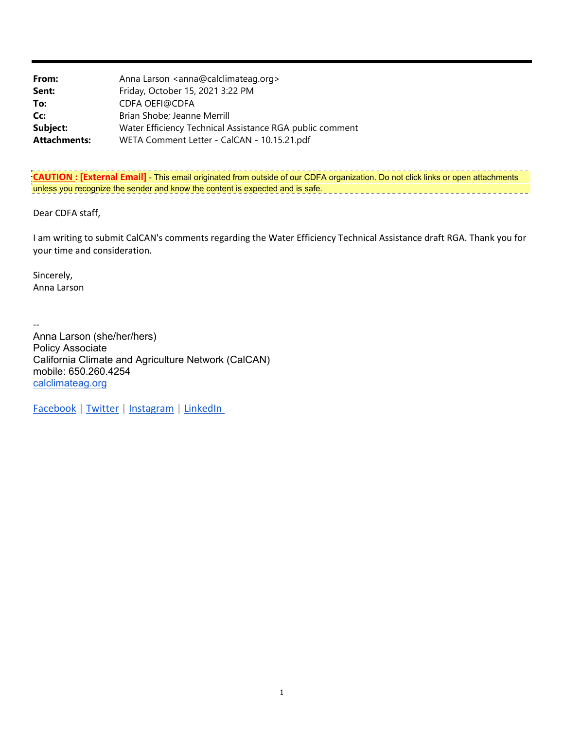| | |
|---|---|
| **From:** | Anna Larson <anna@calclimateag.org> |
| **Sent:** | Friday, October 15, 2021 3:22 PM |
| **To:** | CDFA OEFI@CDFA |
| **Cc:** | Brian Shobe; Jeanne Merrill |
| **Subject:** | Water Efficiency Technical Assistance RGA public comment |
| **Attachments:** | WETA Comment Letter - CalCAN - 10.15.21.pdf |

**CAUTION : [External Email]** - This email originated from outside of our CDFA organization. Do not click links or open attachments unless you recognize the sender and know the content is expected and is safe.

Dear CDFA staff,

I am writing to submit CalCAN's comments regarding the Water Efficiency Technical Assistance draft RGA. Thank you for your time and consideration.

Sincerely,
Anna Larson

--
Anna Larson (she/her/hers)
Policy Associate
California Climate and Agriculture Network (CalCAN)
mobile: 650.260.4254
calclimateag.org

Facebook | Twitter | Instagram | LinkedIn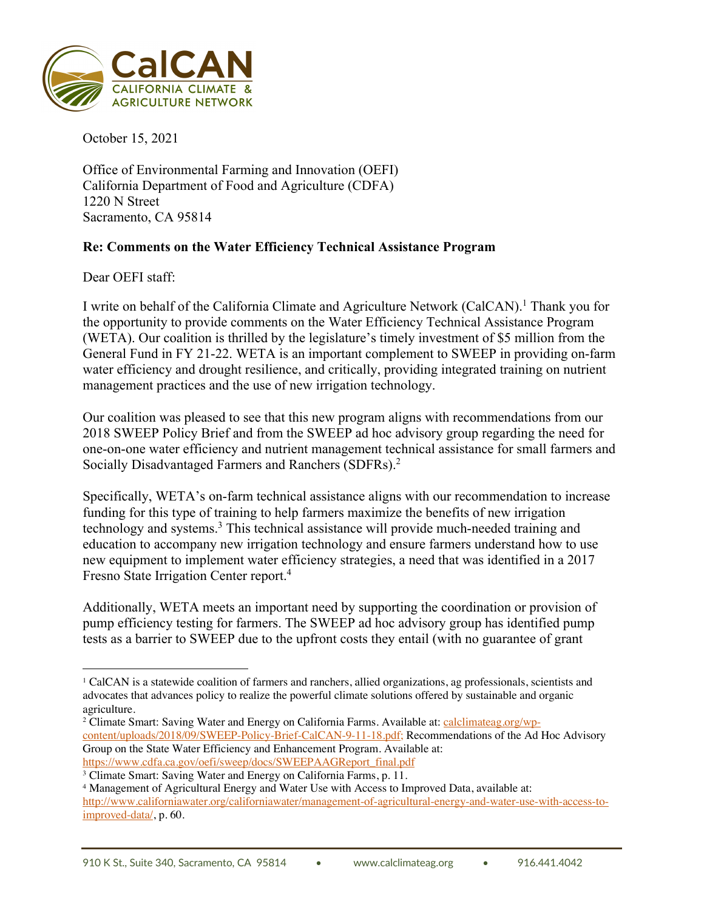October 15, 2021

Office of Environmental Farming and Innovation (OEFI)
California Department of Food and Agriculture (CDFA)
1220 N Street
Sacramento, CA 95814

**Re: Comments on the Water Efficiency Technical Assistance Program**

Dear OEFI staff:

I write on behalf of the California Climate and Agriculture Network (CalCAN).[1] Thank you for the opportunity to provide comments on the Water Efficiency Technical Assistance Program (WETA). Our coalition is thrilled by the legislature's timely investment of $5 million from the General Fund in FY 21-22. WETA is an important complement to SWEEP in providing on-farm water efficiency and drought resilience, and critically, providing integrated training on nutrient management practices and the use of new irrigation technology.

Our coalition was pleased to see that this new program aligns with recommendations from our 2018 SWEEP Policy Brief and from the SWEEP ad hoc advisory group regarding the need for one-on-one water efficiency and nutrient management technical assistance for small farmers and Socially Disadvantaged Farmers and Ranchers (SDFRs).[2]

Specifically, WETA's on-farm technical assistance aligns with our recommendation to increase funding for this type of training to help farmers maximize the benefits of new irrigation technology and systems.[3] This technical assistance will provide much-needed training and education to accompany new irrigation technology and ensure farmers understand how to use new equipment to implement water efficiency strategies, a need that was identified in a 2017 Fresno State Irrigation Center report.[4]

Additionally, WETA meets an important need by supporting the coordination or provision of pump efficiency testing for farmers. The SWEEP ad hoc advisory group has identified pump tests as a barrier to SWEEP due to the upfront costs they entail (with no guarantee of grant

---

[1] CalCAN is a statewide coalition of farmers and ranchers, allied organizations, ag professionals, scientists and advocates that advances policy to realize the powerful climate solutions offered by sustainable and organic agriculture.

[2] Climate Smart: Saving Water and Energy on California Farms. Available at: [calclimateag.org/wp-content/uploads/2018/09/SWEEP-Policy-Brief-CalCAN-9-11-18.pdf](calclimateag.org/wp-content/uploads/2018/09/SWEEP-Policy-Brief-CalCAN-9-11-18.pdf); Recommendations of the Ad Hoc Advisory Group on the State Water Efficiency and Enhancement Program. Available at: [https://www.cdfa.ca.gov/oefi/sweep/docs/SWEEPAAGReport_final.pdf](https://www.cdfa.ca.gov/oefi/sweep/docs/SWEEPAAGReport_final.pdf)

[3] Climate Smart: Saving Water and Energy on California Farms, p. 11.

[4] Management of Agricultural Energy and Water Use with Access to Improved Data, available at: [http://www.californiawater.org/californiawater/management-of-agricultural-energy-and-water-use-with-access-to-improved-data/](http://www.californiawater.org/californiawater/management-of-agricultural-energy-and-water-use-with-access-to-improved-data/), p. 60.

910 K St., Suite 340, Sacramento, CA 95814 • www.calclimateag.org • 916.441.4042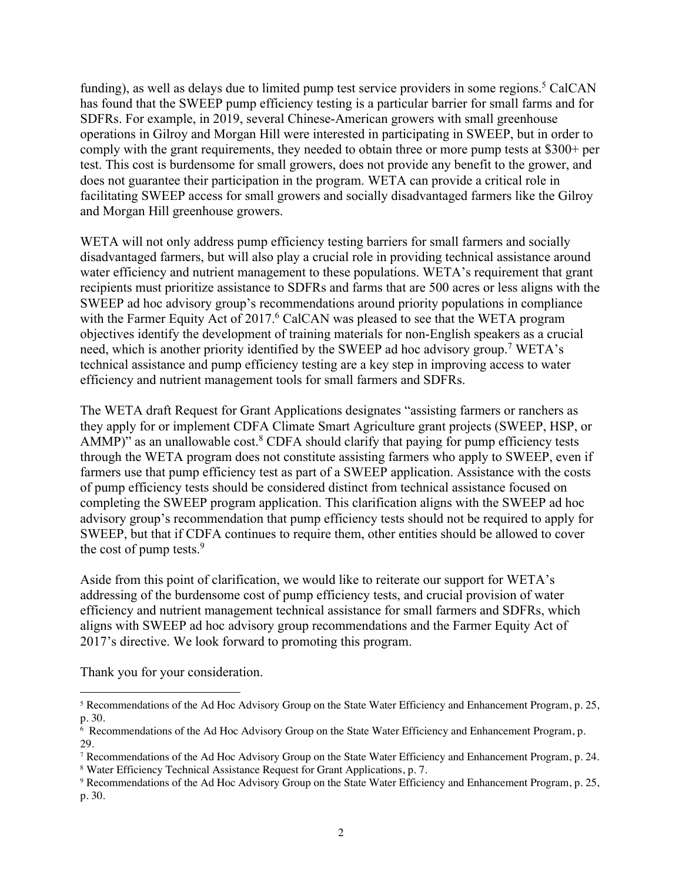funding), as well as delays due to limited pump test service providers in some regions.[5] CalCAN has found that the SWEEP pump efficiency testing is a particular barrier for small farms and for SDFRs. For example, in 2019, several Chinese-American growers with small greenhouse operations in Gilroy and Morgan Hill were interested in participating in SWEEP, but in order to comply with the grant requirements, they needed to obtain three or more pump tests at $300+ per test. This cost is burdensome for small growers, does not provide any benefit to the grower, and does not guarantee their participation in the program. WETA can provide a critical role in facilitating SWEEP access for small growers and socially disadvantaged farmers like the Gilroy and Morgan Hill greenhouse growers.

WETA will not only address pump efficiency testing barriers for small farmers and socially disadvantaged farmers, but will also play a crucial role in providing technical assistance around water efficiency and nutrient management to these populations. WETA's requirement that grant recipients must prioritize assistance to SDFRs and farms that are 500 acres or less aligns with the SWEEP ad hoc advisory group's recommendations around priority populations in compliance with the Farmer Equity Act of 2017.[6] CalCAN was pleased to see that the WETA program objectives identify the development of training materials for non-English speakers as a crucial need, which is another priority identified by the SWEEP ad hoc advisory group.[7] WETA's technical assistance and pump efficiency testing are a key step in improving access to water efficiency and nutrient management tools for small farmers and SDFRs.

The WETA draft Request for Grant Applications designates "assisting farmers or ranchers as they apply for or implement CDFA Climate Smart Agriculture grant projects (SWEEP, HSP, or AMMP)" as an unallowable cost.[8] CDFA should clarify that paying for pump efficiency tests through the WETA program does not constitute assisting farmers who apply to SWEEP, even if farmers use that pump efficiency test as part of a SWEEP application. Assistance with the costs of pump efficiency tests should be considered distinct from technical assistance focused on completing the SWEEP program application. This clarification aligns with the SWEEP ad hoc advisory group's recommendation that pump efficiency tests should not be required to apply for SWEEP, but that if CDFA continues to require them, other entities should be allowed to cover the cost of pump tests.[9]

Aside from this point of clarification, we would like to reiterate our support for WETA's addressing of the burdensome cost of pump efficiency tests, and crucial provision of water efficiency and nutrient management technical assistance for small farmers and SDFRs, which aligns with SWEEP ad hoc advisory group recommendations and the Farmer Equity Act of 2017's directive. We look forward to promoting this program.

Thank you for your consideration.

---

[5] Recommendations of the Ad Hoc Advisory Group on the State Water Efficiency and Enhancement Program, p. 25, p. 30.

[6] Recommendations of the Ad Hoc Advisory Group on the State Water Efficiency and Enhancement Program, p. 29.

[7] Recommendations of the Ad Hoc Advisory Group on the State Water Efficiency and Enhancement Program, p. 24.

[8] Water Efficiency Technical Assistance Request for Grant Applications, p. 7.

[9] Recommendations of the Ad Hoc Advisory Group on the State Water Efficiency and Enhancement Program, p. 25, p. 30.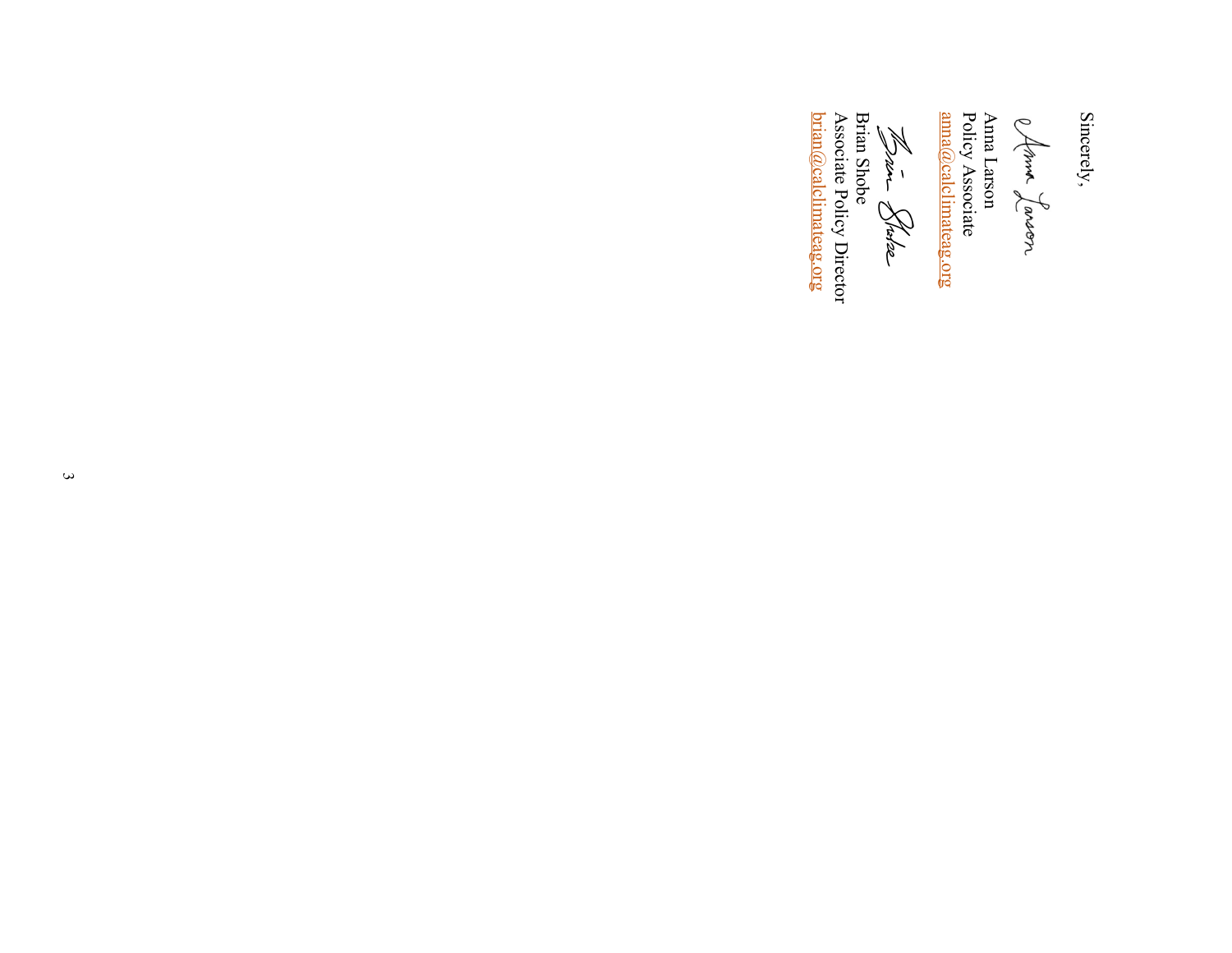Sincerely,

Anna Larson
Policy Associate
anna@calclimateag.org

Brian Shobe
Associate Policy Director
brian@calclimateag.org